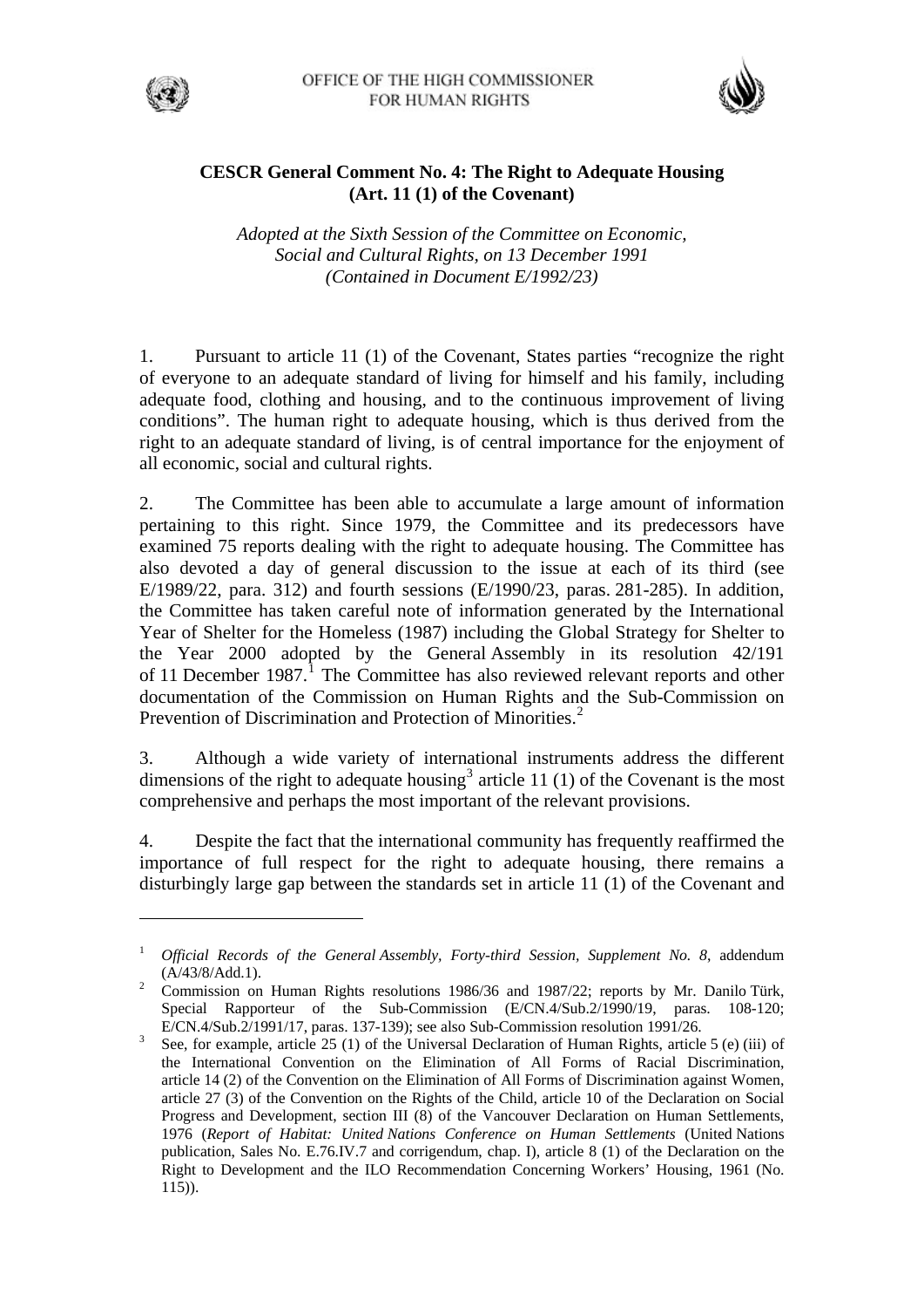OFFICE OF THE HIGH COMMISSIONER FOR HUMAN RIGHTS

# CESCR General Comment No. 4: The Right to Adequate Housing (Art. 11 (1) of the Covenant)

*Adopted at the Sixth Session of the Committee on Economic, Social and Cultural Rights, on 13 December 1991 (Contained in Document E/1992/23)*

1. Pursuant to article 11 (1) of the Covenant, States parties "recognize the right of everyone to an adequate standard of living for himself and his family, including adequate food, clothing and housing, and to the continuous improvement of living conditions". The human right to adequate housing, which is thus derived from the right to an adequate standard of living, is of central importance for the enjoyment of all economic, social and cultural rights.

2. The Committee has been able to accumulate a large amount of information pertaining to this right. Since 1979, the Committee and its predecessors have examined 75 reports dealing with the right to adequate housing. The Committee has also devoted a day of general discussion to the issue at each of its third (see E/1989/22, para. 312) and fourth sessions (E/1990/23, paras. 281-285). In addition, the Committee has taken careful note of information generated by the International Year of Shelter for the Homeless (1987) including the Global Strategy for Shelter to the Year 2000 adopted by the General Assembly in its resolution 42/191 of 11 December 1987.[1] The Committee has also reviewed relevant reports and other documentation of the Commission on Human Rights and the Sub-Commission on Prevention of Discrimination and Protection of Minorities.[2]

3. Although a wide variety of international instruments address the different dimensions of the right to adequate housing[3] article 11 (1) of the Covenant is the most comprehensive and perhaps the most important of the relevant provisions.

4. Despite the fact that the international community has frequently reaffirmed the importance of full respect for the right to adequate housing, there remains a disturbingly large gap between the standards set in article 11 (1) of the Covenant and

---

[1] *Official Records of the General Assembly, Forty-third Session, Supplement No. 8*, addendum (A/43/8/Add.1).

[2] Commission on Human Rights resolutions 1986/36 and 1987/22; reports by Mr. Danilo Türk, Special Rapporteur of the Sub-Commission (E/CN.4/Sub.2/1990/19, paras. 108-120; E/CN.4/Sub.2/1991/17, paras. 137-139); see also Sub-Commission resolution 1991/26.

[3] See, for example, article 25 (1) of the Universal Declaration of Human Rights, article 5 (e) (iii) of the International Convention on the Elimination of All Forms of Racial Discrimination, article 14 (2) of the Convention on the Elimination of All Forms of Discrimination against Women, article 27 (3) of the Convention on the Rights of the Child, article 10 of the Declaration on Social Progress and Development, section III (8) of the Vancouver Declaration on Human Settlements, 1976 (*Report of Habitat: United Nations Conference on Human Settlements* (United Nations publication, Sales No. E.76.IV.7 and corrigendum, chap. I), article 8 (1) of the Declaration on the Right to Development and the ILO Recommendation Concerning Workers' Housing, 1961 (No. 115)).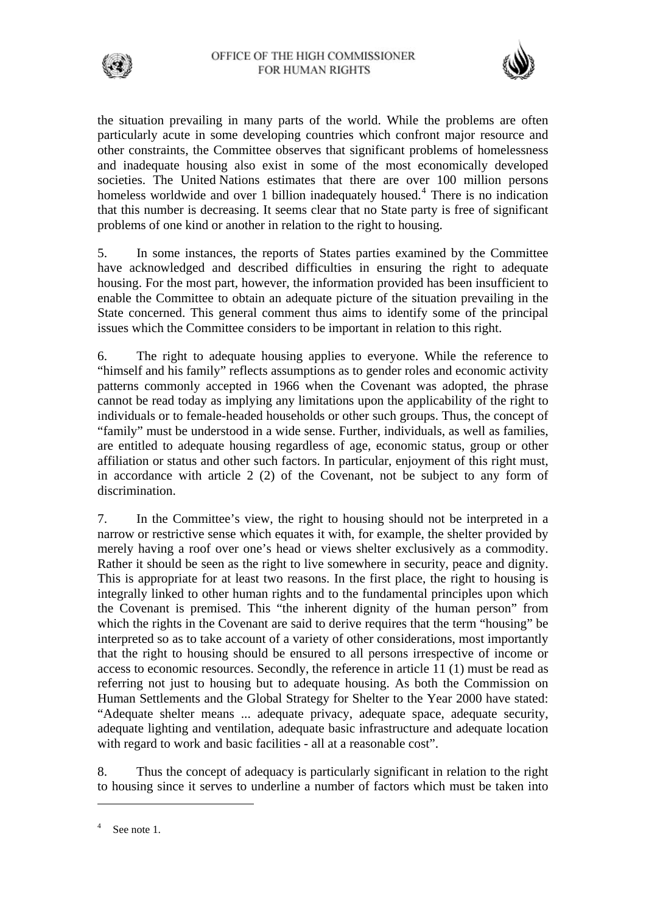the situation prevailing in many parts of the world. While the problems are often particularly acute in some developing countries which confront major resource and other constraints, the Committee observes that significant problems of homelessness and inadequate housing also exist in some of the most economically developed societies. The United Nations estimates that there are over 100 million persons homeless worldwide and over 1 billion inadequately housed.[4] There is no indication that this number is decreasing. It seems clear that no State party is free of significant problems of one kind or another in relation to the right to housing.

5. In some instances, the reports of States parties examined by the Committee have acknowledged and described difficulties in ensuring the right to adequate housing. For the most part, however, the information provided has been insufficient to enable the Committee to obtain an adequate picture of the situation prevailing in the State concerned. This general comment thus aims to identify some of the principal issues which the Committee considers to be important in relation to this right.

6. The right to adequate housing applies to everyone. While the reference to "himself and his family" reflects assumptions as to gender roles and economic activity patterns commonly accepted in 1966 when the Covenant was adopted, the phrase cannot be read today as implying any limitations upon the applicability of the right to individuals or to female-headed households or other such groups. Thus, the concept of "family" must be understood in a wide sense. Further, individuals, as well as families, are entitled to adequate housing regardless of age, economic status, group or other affiliation or status and other such factors. In particular, enjoyment of this right must, in accordance with article 2 (2) of the Covenant, not be subject to any form of discrimination.

7. In the Committee's view, the right to housing should not be interpreted in a narrow or restrictive sense which equates it with, for example, the shelter provided by merely having a roof over one's head or views shelter exclusively as a commodity. Rather it should be seen as the right to live somewhere in security, peace and dignity. This is appropriate for at least two reasons. In the first place, the right to housing is integrally linked to other human rights and to the fundamental principles upon which the Covenant is premised. This "the inherent dignity of the human person" from which the rights in the Covenant are said to derive requires that the term "housing" be interpreted so as to take account of a variety of other considerations, most importantly that the right to housing should be ensured to all persons irrespective of income or access to economic resources. Secondly, the reference in article 11 (1) must be read as referring not just to housing but to adequate housing. As both the Commission on Human Settlements and the Global Strategy for Shelter to the Year 2000 have stated: "Adequate shelter means ... adequate privacy, adequate space, adequate security, adequate lighting and ventilation, adequate basic infrastructure and adequate location with regard to work and basic facilities - all at a reasonable cost".

8. Thus the concept of adequacy is particularly significant in relation to the right to housing since it serves to underline a number of factors which must be taken into

---

[4] See note 1.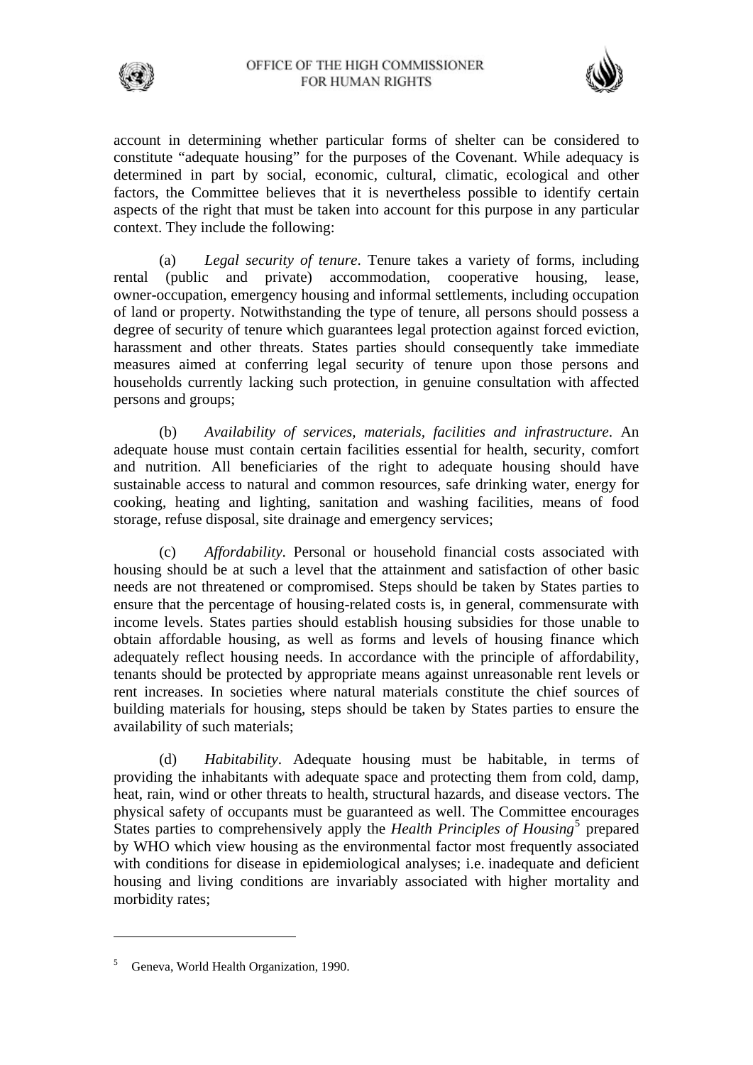account in determining whether particular forms of shelter can be considered to constitute "adequate housing" for the purposes of the Covenant. While adequacy is determined in part by social, economic, cultural, climatic, ecological and other factors, the Committee believes that it is nevertheless possible to identify certain aspects of the right that must be taken into account for this purpose in any particular context. They include the following:

(a) *Legal security of tenure*. Tenure takes a variety of forms, including rental (public and private) accommodation, cooperative housing, lease, owner-occupation, emergency housing and informal settlements, including occupation of land or property. Notwithstanding the type of tenure, all persons should possess a degree of security of tenure which guarantees legal protection against forced eviction, harassment and other threats. States parties should consequently take immediate measures aimed at conferring legal security of tenure upon those persons and households currently lacking such protection, in genuine consultation with affected persons and groups;

(b) *Availability of services, materials, facilities and infrastructure*. An adequate house must contain certain facilities essential for health, security, comfort and nutrition. All beneficiaries of the right to adequate housing should have sustainable access to natural and common resources, safe drinking water, energy for cooking, heating and lighting, sanitation and washing facilities, means of food storage, refuse disposal, site drainage and emergency services;

(c) *Affordability*. Personal or household financial costs associated with housing should be at such a level that the attainment and satisfaction of other basic needs are not threatened or compromised. Steps should be taken by States parties to ensure that the percentage of housing-related costs is, in general, commensurate with income levels. States parties should establish housing subsidies for those unable to obtain affordable housing, as well as forms and levels of housing finance which adequately reflect housing needs. In accordance with the principle of affordability, tenants should be protected by appropriate means against unreasonable rent levels or rent increases. In societies where natural materials constitute the chief sources of building materials for housing, steps should be taken by States parties to ensure the availability of such materials;

(d) *Habitability*. Adequate housing must be habitable, in terms of providing the inhabitants with adequate space and protecting them from cold, damp, heat, rain, wind or other threats to health, structural hazards, and disease vectors. The physical safety of occupants must be guaranteed as well. The Committee encourages States parties to comprehensively apply the *Health Principles of Housing*[5] prepared by WHO which view housing as the environmental factor most frequently associated with conditions for disease in epidemiological analyses; i.e. inadequate and deficient housing and living conditions are invariably associated with higher mortality and morbidity rates;

---

[5] Geneva, World Health Organization, 1990.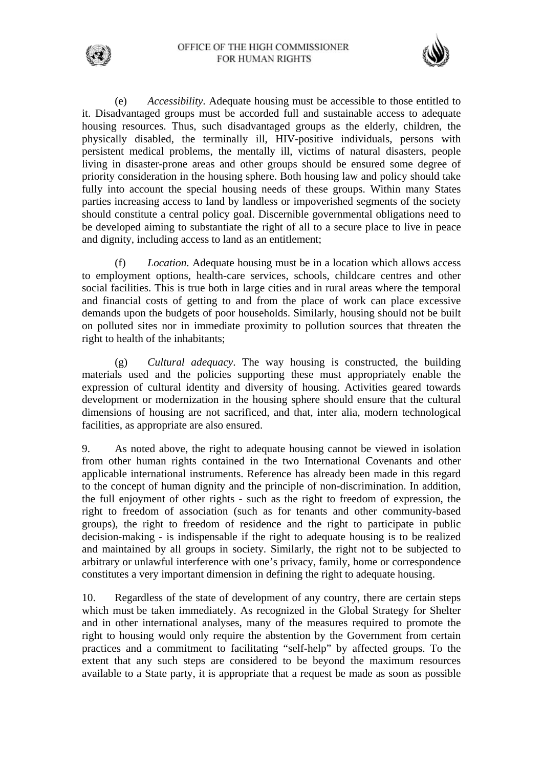(e) *Accessibility*. Adequate housing must be accessible to those entitled to it. Disadvantaged groups must be accorded full and sustainable access to adequate housing resources. Thus, such disadvantaged groups as the elderly, children, the physically disabled, the terminally ill, HIV-positive individuals, persons with persistent medical problems, the mentally ill, victims of natural disasters, people living in disaster-prone areas and other groups should be ensured some degree of priority consideration in the housing sphere. Both housing law and policy should take fully into account the special housing needs of these groups. Within many States parties increasing access to land by landless or impoverished segments of the society should constitute a central policy goal. Discernible governmental obligations need to be developed aiming to substantiate the right of all to a secure place to live in peace and dignity, including access to land as an entitlement;

(f) *Location*. Adequate housing must be in a location which allows access to employment options, health-care services, schools, childcare centres and other social facilities. This is true both in large cities and in rural areas where the temporal and financial costs of getting to and from the place of work can place excessive demands upon the budgets of poor households. Similarly, housing should not be built on polluted sites nor in immediate proximity to pollution sources that threaten the right to health of the inhabitants;

(g) *Cultural adequacy*. The way housing is constructed, the building materials used and the policies supporting these must appropriately enable the expression of cultural identity and diversity of housing. Activities geared towards development or modernization in the housing sphere should ensure that the cultural dimensions of housing are not sacrificed, and that, inter alia, modern technological facilities, as appropriate are also ensured.

9. As noted above, the right to adequate housing cannot be viewed in isolation from other human rights contained in the two International Covenants and other applicable international instruments. Reference has already been made in this regard to the concept of human dignity and the principle of non-discrimination. In addition, the full enjoyment of other rights - such as the right to freedom of expression, the right to freedom of association (such as for tenants and other community-based groups), the right to freedom of residence and the right to participate in public decision-making - is indispensable if the right to adequate housing is to be realized and maintained by all groups in society. Similarly, the right not to be subjected to arbitrary or unlawful interference with one's privacy, family, home or correspondence constitutes a very important dimension in defining the right to adequate housing.

10. Regardless of the state of development of any country, there are certain steps which must be taken immediately. As recognized in the Global Strategy for Shelter and in other international analyses, many of the measures required to promote the right to housing would only require the abstention by the Government from certain practices and a commitment to facilitating "self-help" by affected groups. To the extent that any such steps are considered to be beyond the maximum resources available to a State party, it is appropriate that a request be made as soon as possible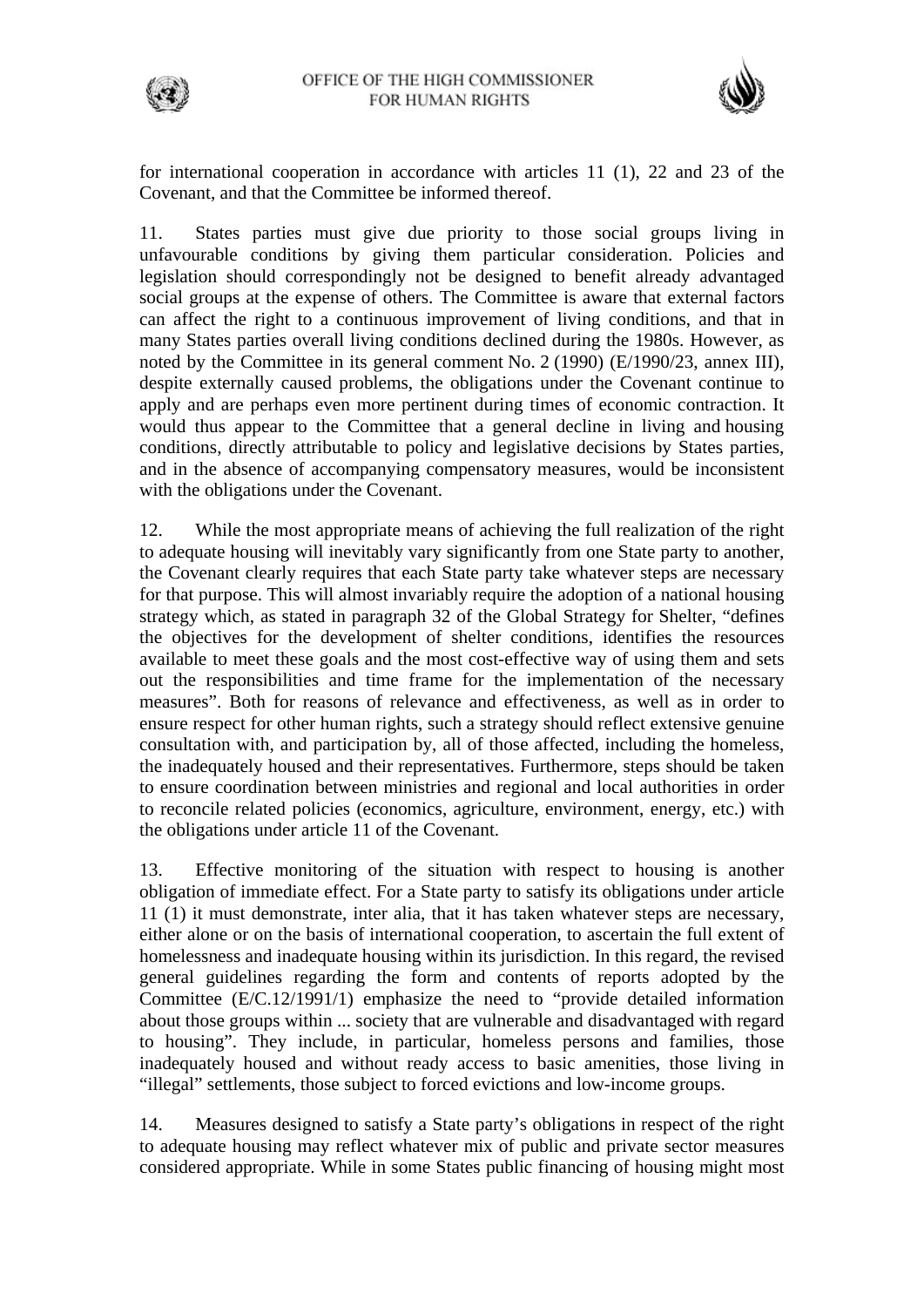for international cooperation in accordance with articles 11 (1), 22 and 23 of the Covenant, and that the Committee be informed thereof.

11. States parties must give due priority to those social groups living in unfavourable conditions by giving them particular consideration. Policies and legislation should correspondingly not be designed to benefit already advantaged social groups at the expense of others. The Committee is aware that external factors can affect the right to a continuous improvement of living conditions, and that in many States parties overall living conditions declined during the 1980s. However, as noted by the Committee in its general comment No. 2 (1990) (E/1990/23, annex III), despite externally caused problems, the obligations under the Covenant continue to apply and are perhaps even more pertinent during times of economic contraction. It would thus appear to the Committee that a general decline in living and housing conditions, directly attributable to policy and legislative decisions by States parties, and in the absence of accompanying compensatory measures, would be inconsistent with the obligations under the Covenant.

12. While the most appropriate means of achieving the full realization of the right to adequate housing will inevitably vary significantly from one State party to another, the Covenant clearly requires that each State party take whatever steps are necessary for that purpose. This will almost invariably require the adoption of a national housing strategy which, as stated in paragraph 32 of the Global Strategy for Shelter, "defines the objectives for the development of shelter conditions, identifies the resources available to meet these goals and the most cost-effective way of using them and sets out the responsibilities and time frame for the implementation of the necessary measures". Both for reasons of relevance and effectiveness, as well as in order to ensure respect for other human rights, such a strategy should reflect extensive genuine consultation with, and participation by, all of those affected, including the homeless, the inadequately housed and their representatives. Furthermore, steps should be taken to ensure coordination between ministries and regional and local authorities in order to reconcile related policies (economics, agriculture, environment, energy, etc.) with the obligations under article 11 of the Covenant.

13. Effective monitoring of the situation with respect to housing is another obligation of immediate effect. For a State party to satisfy its obligations under article 11 (1) it must demonstrate, inter alia, that it has taken whatever steps are necessary, either alone or on the basis of international cooperation, to ascertain the full extent of homelessness and inadequate housing within its jurisdiction. In this regard, the revised general guidelines regarding the form and contents of reports adopted by the Committee (E/C.12/1991/1) emphasize the need to "provide detailed information about those groups within ... society that are vulnerable and disadvantaged with regard to housing". They include, in particular, homeless persons and families, those inadequately housed and without ready access to basic amenities, those living in "illegal" settlements, those subject to forced evictions and low-income groups.

14. Measures designed to satisfy a State party's obligations in respect of the right to adequate housing may reflect whatever mix of public and private sector measures considered appropriate. While in some States public financing of housing might most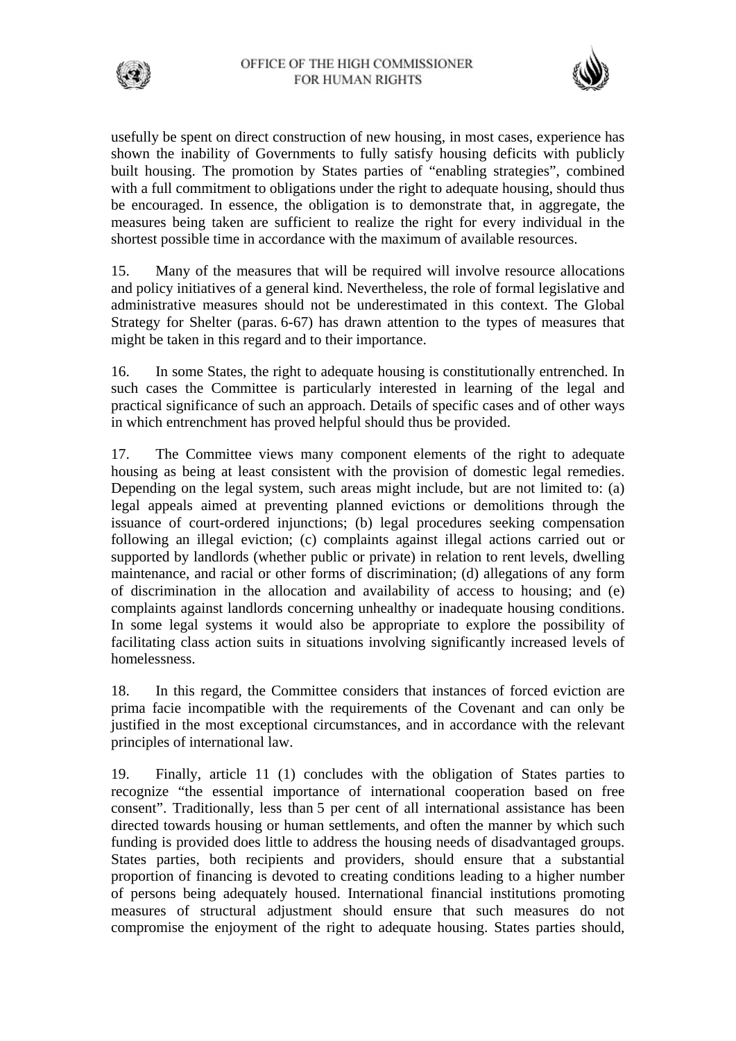usefully be spent on direct construction of new housing, in most cases, experience has shown the inability of Governments to fully satisfy housing deficits with publicly built housing. The promotion by States parties of "enabling strategies", combined with a full commitment to obligations under the right to adequate housing, should thus be encouraged. In essence, the obligation is to demonstrate that, in aggregate, the measures being taken are sufficient to realize the right for every individual in the shortest possible time in accordance with the maximum of available resources.

15. Many of the measures that will be required will involve resource allocations and policy initiatives of a general kind. Nevertheless, the role of formal legislative and administrative measures should not be underestimated in this context. The Global Strategy for Shelter (paras. 6-67) has drawn attention to the types of measures that might be taken in this regard and to their importance.

16. In some States, the right to adequate housing is constitutionally entrenched. In such cases the Committee is particularly interested in learning of the legal and practical significance of such an approach. Details of specific cases and of other ways in which entrenchment has proved helpful should thus be provided.

17. The Committee views many component elements of the right to adequate housing as being at least consistent with the provision of domestic legal remedies. Depending on the legal system, such areas might include, but are not limited to: (a) legal appeals aimed at preventing planned evictions or demolitions through the issuance of court-ordered injunctions; (b) legal procedures seeking compensation following an illegal eviction; (c) complaints against illegal actions carried out or supported by landlords (whether public or private) in relation to rent levels, dwelling maintenance, and racial or other forms of discrimination; (d) allegations of any form of discrimination in the allocation and availability of access to housing; and (e) complaints against landlords concerning unhealthy or inadequate housing conditions. In some legal systems it would also be appropriate to explore the possibility of facilitating class action suits in situations involving significantly increased levels of homelessness.

18. In this regard, the Committee considers that instances of forced eviction are prima facie incompatible with the requirements of the Covenant and can only be justified in the most exceptional circumstances, and in accordance with the relevant principles of international law.

19. Finally, article 11 (1) concludes with the obligation of States parties to recognize "the essential importance of international cooperation based on free consent". Traditionally, less than 5 per cent of all international assistance has been directed towards housing or human settlements, and often the manner by which such funding is provided does little to address the housing needs of disadvantaged groups. States parties, both recipients and providers, should ensure that a substantial proportion of financing is devoted to creating conditions leading to a higher number of persons being adequately housed. International financial institutions promoting measures of structural adjustment should ensure that such measures do not compromise the enjoyment of the right to adequate housing. States parties should,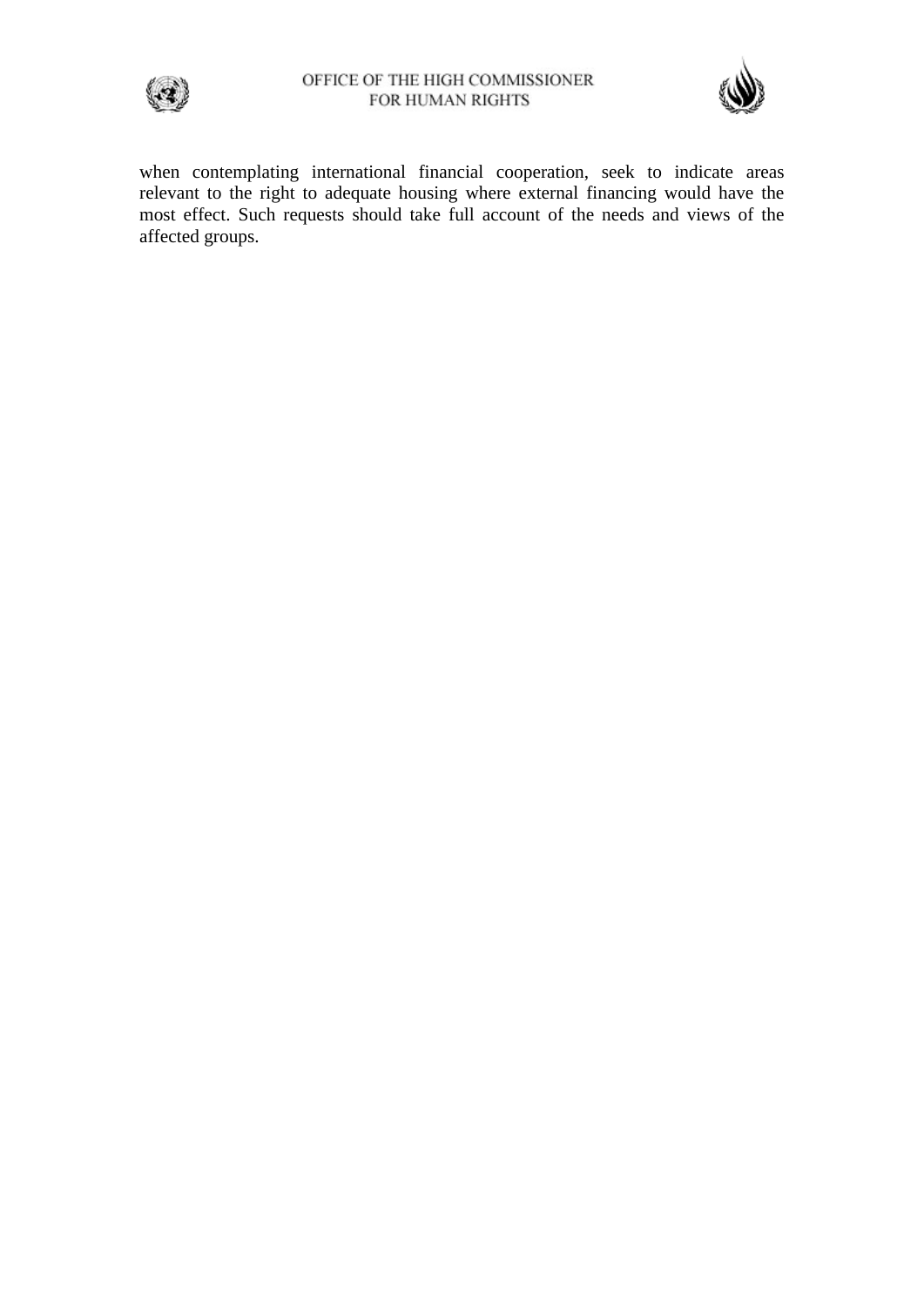when contemplating international financial cooperation, seek to indicate areas relevant to the right to adequate housing where external financing would have the most effect. Such requests should take full account of the needs and views of the affected groups.